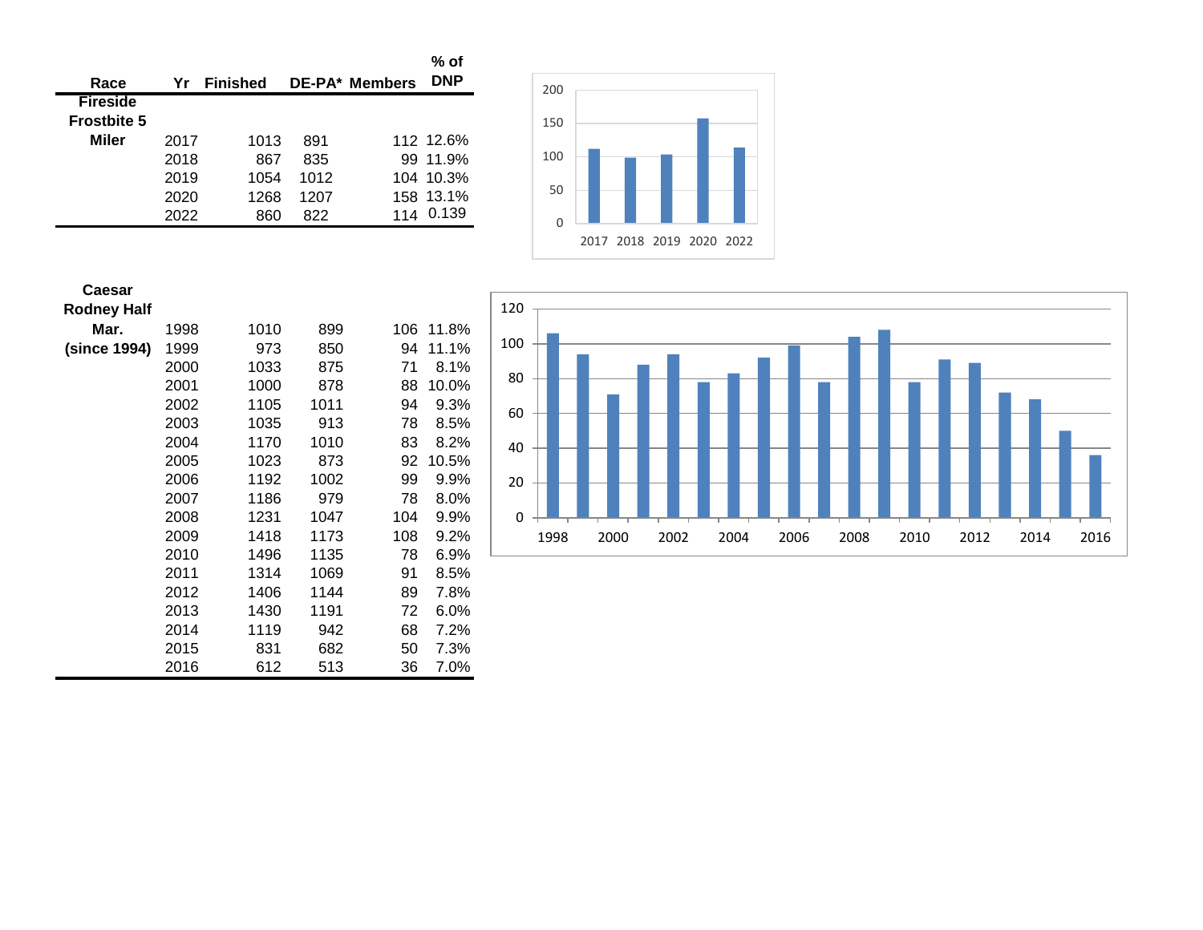| Race | Yr | Finished | DE-PA* | Members | % of DNP |
|---|---|---|---|---|---|
| Fireside Frostbite 5 Miler | 2017 | 1013 | 891 | 112 | 12.6% |
| | 2018 | 867 | 835 | 99 | 11.9% |
| | 2019 | 1054 | 1012 | 104 | 10.3% |
| | 2020 | 1268 | 1207 | 158 | 13.1% |
| | 2022 | 860 | 822 | 114 | 0.139 |

| Race | Yr | Finished | DE-PA* | Members | % of DNP |
|---|---|---|---|---|---|
| Caesar Rodney Half Mar. (since 1994) | 1998 | 1010 | 899 | 106 | 11.8% |
| | 1999 | 973 | 850 | 94 | 11.1% |
| | 2000 | 1033 | 875 | 71 | 8.1% |
| | 2001 | 1000 | 878 | 88 | 10.0% |
| | 2002 | 1105 | 1011 | 94 | 9.3% |
| | 2003 | 1035 | 913 | 78 | 8.5% |
| | 2004 | 1170 | 1010 | 83 | 8.2% |
| | 2005 | 1023 | 873 | 92 | 10.5% |
| | 2006 | 1192 | 1002 | 99 | 9.9% |
| | 2007 | 1186 | 979 | 78 | 8.0% |
| | 2008 | 1231 | 1047 | 104 | 9.9% |
| | 2009 | 1418 | 1173 | 108 | 9.2% |
| | 2010 | 1496 | 1135 | 78 | 6.9% |
| | 2011 | 1314 | 1069 | 91 | 8.5% |
| | 2012 | 1406 | 1144 | 89 | 7.8% |
| | 2013 | 1430 | 1191 | 72 | 6.0% |
| | 2014 | 1119 | 942 | 68 | 7.2% |
| | 2015 | 831 | 682 | 50 | 7.3% |
| | 2016 | 612 | 513 | 36 | 7.0% |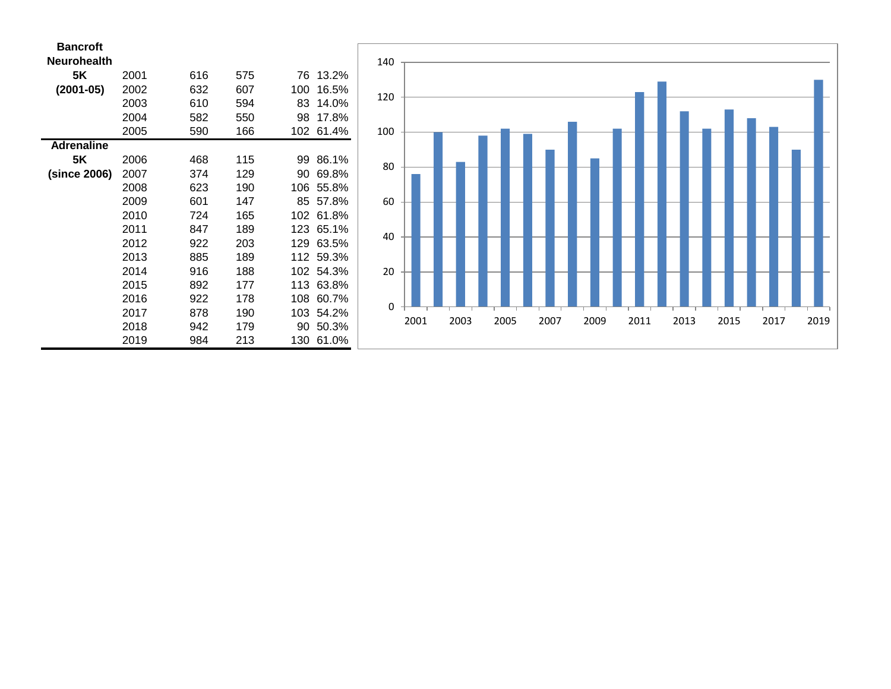| Event | Year | | | | |
|---|---|---|---|---|---|
| **Bancroft Neurohealth 5K (2001-05)** | 2001 | 616 | 575 | 76 | 13.2% |
| | 2002 | 632 | 607 | 100 | 16.5% |
| | 2003 | 610 | 594 | 83 | 14.0% |
| | 2004 | 582 | 550 | 98 | 17.8% |
| | 2005 | 590 | 166 | 102 | 61.4% |
| **Adrenaline 5K (since 2006)** | 2006 | 468 | 115 | 99 | 86.1% |
| | 2007 | 374 | 129 | 90 | 69.8% |
| | 2008 | 623 | 190 | 106 | 55.8% |
| | 2009 | 601 | 147 | 85 | 57.8% |
| | 2010 | 724 | 165 | 102 | 61.8% |
| | 2011 | 847 | 189 | 123 | 65.1% |
| | 2012 | 922 | 203 | 129 | 63.5% |
| | 2013 | 885 | 189 | 112 | 59.3% |
| | 2014 | 916 | 188 | 102 | 54.3% |
| | 2015 | 892 | 177 | 113 | 63.8% |
| | 2016 | 922 | 178 | 108 | 60.7% |
| | 2017 | 878 | 190 | 103 | 54.2% |
| | 2018 | 942 | 179 | 90 | 50.3% |
| | 2019 | 984 | 213 | 130 | 61.0% |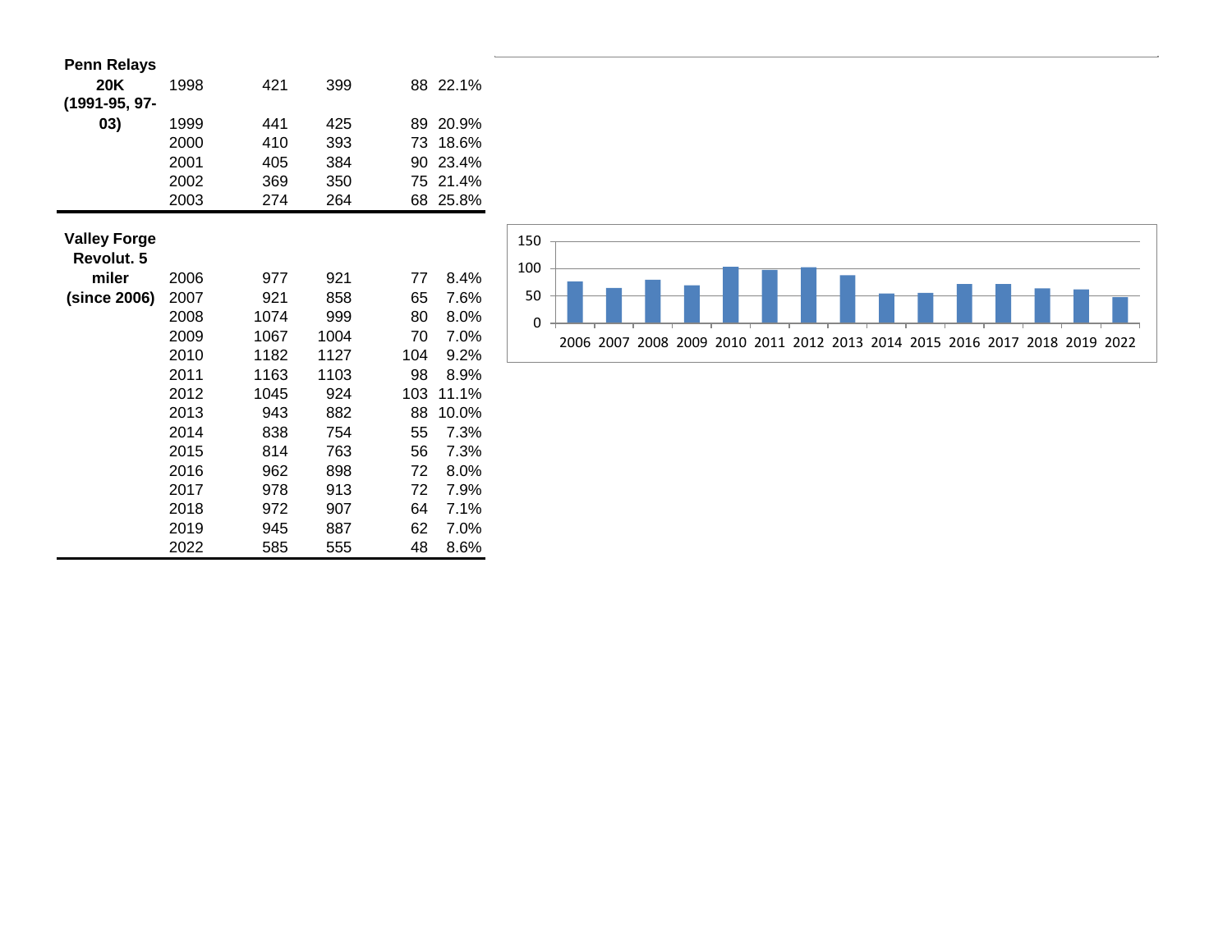| Race | Year | | | | |
|---|---|---|---|---|---|
| **Penn Relays 20K (1991-95, 97-03)** | 1998 | 421 | 399 | 88 | 22.1% |
| | 1999 | 441 | 425 | 89 | 20.9% |
| | 2000 | 410 | 393 | 73 | 18.6% |
| | 2001 | 405 | 384 | 90 | 23.4% |
| | 2002 | 369 | 350 | 75 | 21.4% |
| | 2003 | 274 | 264 | 68 | 25.8% |

| Race | Year | | | | |
|---|---|---|---|---|---|
| **Valley Forge Revolut. 5 miler (since 2006)** | 2006 | 977 | 921 | 77 | 8.4% |
| | 2007 | 921 | 858 | 65 | 7.6% |
| | 2008 | 1074 | 999 | 80 | 8.0% |
| | 2009 | 1067 | 1004 | 70 | 7.0% |
| | 2010 | 1182 | 1127 | 104 | 9.2% |
| | 2011 | 1163 | 1103 | 98 | 8.9% |
| | 2012 | 1045 | 924 | 103 | 11.1% |
| | 2013 | 943 | 882 | 88 | 10.0% |
| | 2014 | 838 | 754 | 55 | 7.3% |
| | 2015 | 814 | 763 | 56 | 7.3% |
| | 2016 | 962 | 898 | 72 | 8.0% |
| | 2017 | 978 | 913 | 72 | 7.9% |
| | 2018 | 972 | 907 | 64 | 7.1% |
| | 2019 | 945 | 887 | 62 | 7.0% |
| | 2022 | 585 | 555 | 48 | 8.6% |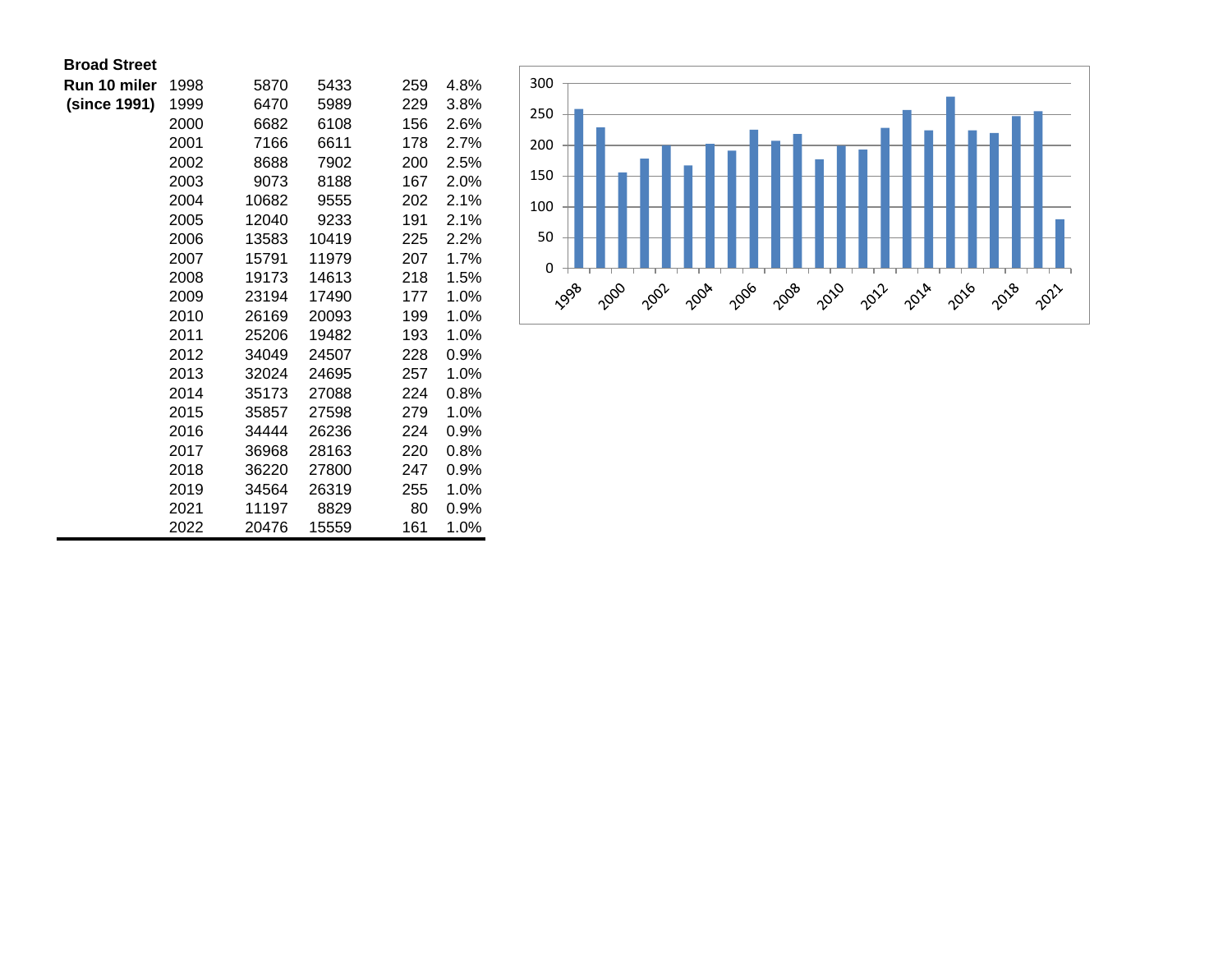| Broad Street Run 10 miler (since 1991) | Year | | | | |
|---|---|---|---|---|---|
| | 1998 | 5870 | 5433 | 259 | 4.8% |
| | 1999 | 6470 | 5989 | 229 | 3.8% |
| | 2000 | 6682 | 6108 | 156 | 2.6% |
| | 2001 | 7166 | 6611 | 178 | 2.7% |
| | 2002 | 8688 | 7902 | 200 | 2.5% |
| | 2003 | 9073 | 8188 | 167 | 2.0% |
| | 2004 | 10682 | 9555 | 202 | 2.1% |
| | 2005 | 12040 | 9233 | 191 | 2.1% |
| | 2006 | 13583 | 10419 | 225 | 2.2% |
| | 2007 | 15791 | 11979 | 207 | 1.7% |
| | 2008 | 19173 | 14613 | 218 | 1.5% |
| | 2009 | 23194 | 17490 | 177 | 1.0% |
| | 2010 | 26169 | 20093 | 199 | 1.0% |
| | 2011 | 25206 | 19482 | 193 | 1.0% |
| | 2012 | 34049 | 24507 | 228 | 0.9% |
| | 2013 | 32024 | 24695 | 257 | 1.0% |
| | 2014 | 35173 | 27088 | 224 | 0.8% |
| | 2015 | 35857 | 27598 | 279 | 1.0% |
| | 2016 | 34444 | 26236 | 224 | 0.9% |
| | 2017 | 36968 | 28163 | 220 | 0.8% |
| | 2018 | 36220 | 27800 | 247 | 0.9% |
| | 2019 | 34564 | 26319 | 255 | 1.0% |
| | 2021 | 11197 | 8829 | 80 | 0.9% |
| | 2022 | 20476 | 15559 | 161 | 1.0% |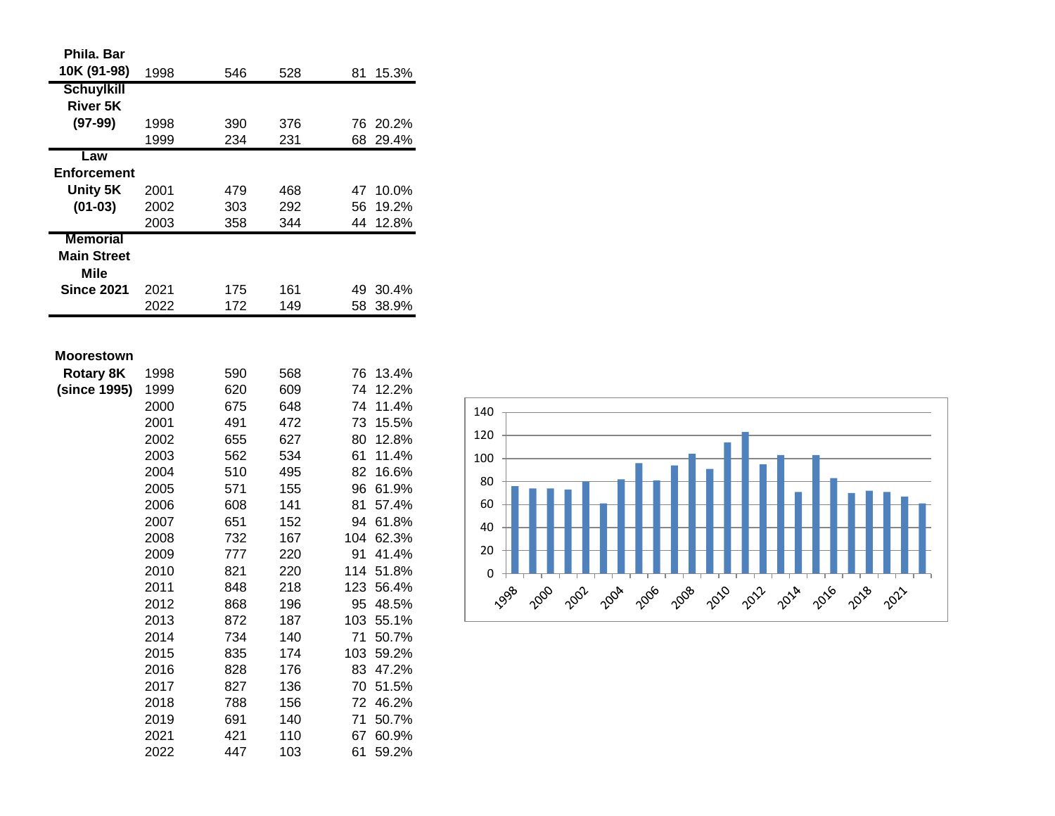| Race | Year | | | | |
|---|---|---|---|---|---|
| **Phila. Bar 10K (91-98)** | 1998 | 546 | 528 | 81 | 15.3% |
| **Schuylkill River 5K (97-99)** | 1998 | 390 | 376 | 76 | 20.2% |
| | 1999 | 234 | 231 | 68 | 29.4% |
| **Law Enforcement Unity 5K (01-03)** | 2001 | 479 | 468 | 47 | 10.0% |
| | 2002 | 303 | 292 | 56 | 19.2% |
| | 2003 | 358 | 344 | 44 | 12.8% |
| **Memorial Main Street Mile Since 2021** | 2021 | 175 | 161 | 49 | 30.4% |
| | 2022 | 172 | 149 | 58 | 38.9% |

| Race | Year | | | | |
|---|---|---|---|---|---|
| **Moorestown Rotary 8K (since 1995)** | 1998 | 590 | 568 | 76 | 13.4% |
| | 1999 | 620 | 609 | 74 | 12.2% |
| | 2000 | 675 | 648 | 74 | 11.4% |
| | 2001 | 491 | 472 | 73 | 15.5% |
| | 2002 | 655 | 627 | 80 | 12.8% |
| | 2003 | 562 | 534 | 61 | 11.4% |
| | 2004 | 510 | 495 | 82 | 16.6% |
| | 2005 | 571 | 155 | 96 | 61.9% |
| | 2006 | 608 | 141 | 81 | 57.4% |
| | 2007 | 651 | 152 | 94 | 61.8% |
| | 2008 | 732 | 167 | 104 | 62.3% |
| | 2009 | 777 | 220 | 91 | 41.4% |
| | 2010 | 821 | 220 | 114 | 51.8% |
| | 2011 | 848 | 218 | 123 | 56.4% |
| | 2012 | 868 | 196 | 95 | 48.5% |
| | 2013 | 872 | 187 | 103 | 55.1% |
| | 2014 | 734 | 140 | 71 | 50.7% |
| | 2015 | 835 | 174 | 103 | 59.2% |
| | 2016 | 828 | 176 | 83 | 47.2% |
| | 2017 | 827 | 136 | 70 | 51.5% |
| | 2018 | 788 | 156 | 72 | 46.2% |
| | 2019 | 691 | 140 | 71 | 50.7% |
| | 2021 | 421 | 110 | 67 | 60.9% |
| | 2022 | 447 | 103 | 61 | 59.2% |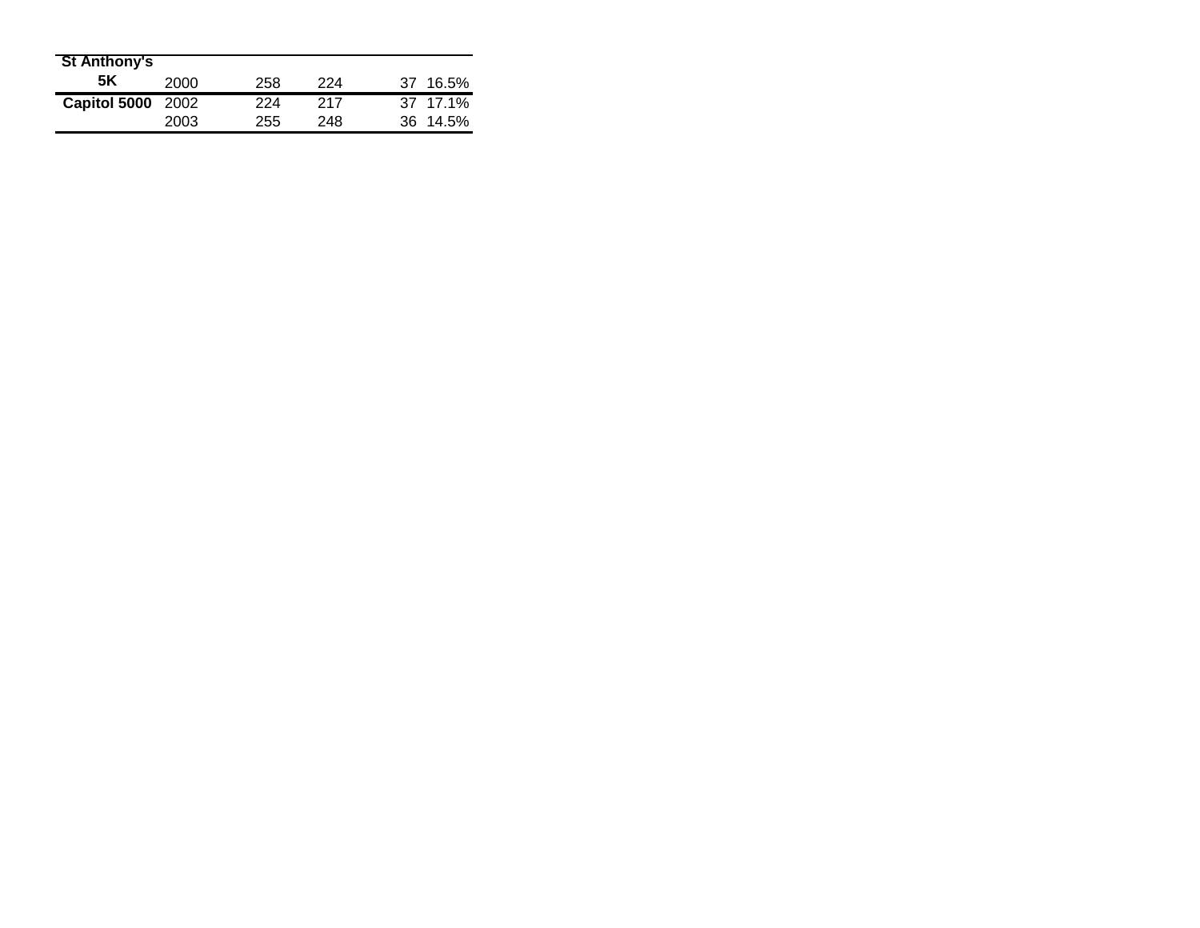| | | | | | | |
|---|---|---|---|---|---|---|
| **St Anthony's 5K** | 2000 | 258 | 224 | | 37 | 16.5% |
| **Capitol 5000** | 2002 | 224 | 217 | | 37 | 17.1% |
| | 2003 | 255 | 248 | | 36 | 14.5% |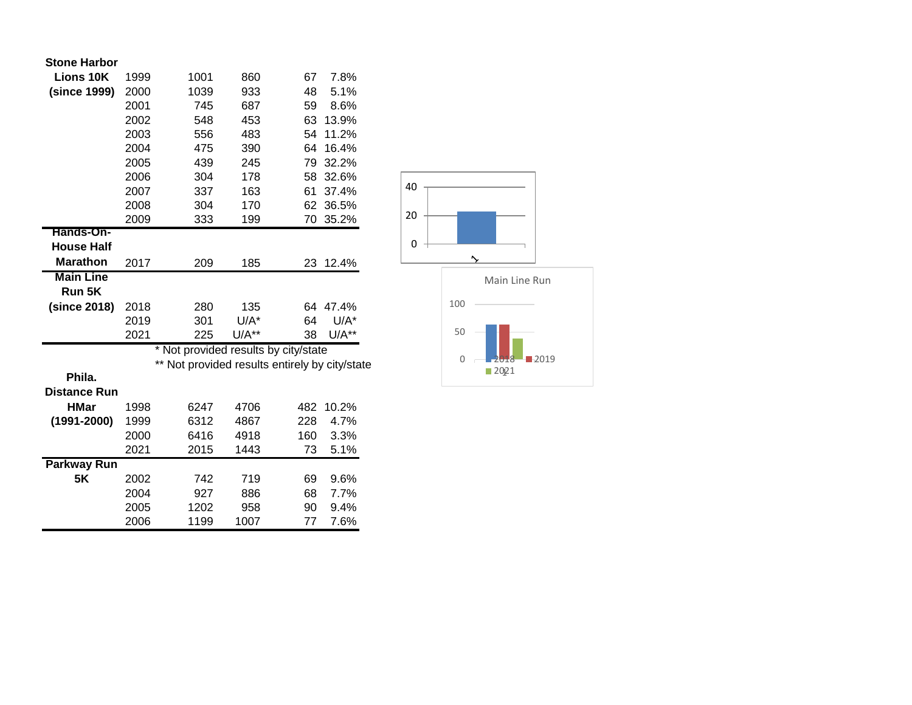| Race | Year | | | | |
|---|---|---|---|---|---|
| **Stone Harbor Lions 10K (since 1999)** | 1999 | 1001 | 860 | 67 | 7.8% |
| | 2000 | 1039 | 933 | 48 | 5.1% |
| | 2001 | 745 | 687 | 59 | 8.6% |
| | 2002 | 548 | 453 | 63 | 13.9% |
| | 2003 | 556 | 483 | 54 | 11.2% |
| | 2004 | 475 | 390 | 64 | 16.4% |
| | 2005 | 439 | 245 | 79 | 32.2% |
| | 2006 | 304 | 178 | 58 | 32.6% |
| | 2007 | 337 | 163 | 61 | 37.4% |
| | 2008 | 304 | 170 | 62 | 36.5% |
| | 2009 | 333 | 199 | 70 | 35.2% |
| **Hands-On-House Half Marathon** | 2017 | 209 | 185 | 23 | 12.4% |
| **Main Line Run 5K (since 2018)** | 2018 | 280 | 135 | 64 | 47.4% |
| | 2019 | 301 | U/A* | 64 | U/A* |
| | 2021 | 225 | U/A** | 38 | U/A** |
| **Phila. Distance Run HMar (1991-2000)** | 1998 | 6247 | 4706 | 482 | 10.2% |
| | 1999 | 6312 | 4867 | 228 | 4.7% |
| | 2000 | 6416 | 4918 | 160 | 3.3% |
| | 2021 | 2015 | 1443 | 73 | 5.1% |
| **Parkway Run 5K** | 2002 | 742 | 719 | 69 | 9.6% |
| | 2004 | 927 | 886 | 68 | 7.7% |
| | 2005 | 1202 | 958 | 90 | 9.4% |
| | 2006 | 1199 | 1007 | 77 | 7.6% |

\* Not provided results by city/state

\*\* Not provided results entirely by city/state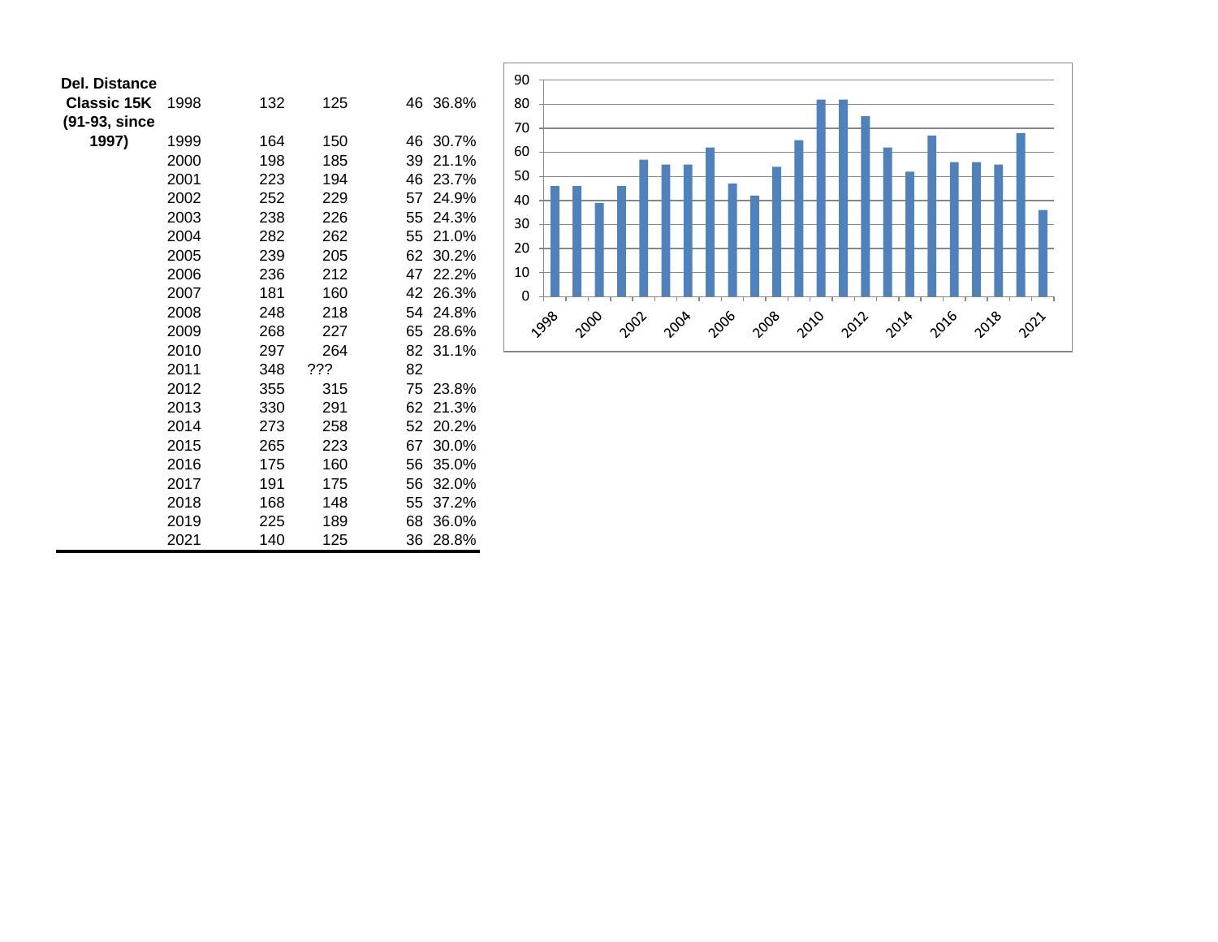| Del. Distance Classic 15K (91-93, since 1997) | | | | | |
|---|---|---|---|---|---|
| | 1998 | 132 | 125 | 46 | 36.8% |
| | 1999 | 164 | 150 | 46 | 30.7% |
| | 2000 | 198 | 185 | 39 | 21.1% |
| | 2001 | 223 | 194 | 46 | 23.7% |
| | 2002 | 252 | 229 | 57 | 24.9% |
| | 2003 | 238 | 226 | 55 | 24.3% |
| | 2004 | 282 | 262 | 55 | 21.0% |
| | 2005 | 239 | 205 | 62 | 30.2% |
| | 2006 | 236 | 212 | 47 | 22.2% |
| | 2007 | 181 | 160 | 42 | 26.3% |
| | 2008 | 248 | 218 | 54 | 24.8% |
| | 2009 | 268 | 227 | 65 | 28.6% |
| | 2010 | 297 | 264 | 82 | 31.1% |
| | 2011 | 348 | ??? | 82 | |
| | 2012 | 355 | 315 | 75 | 23.8% |
| | 2013 | 330 | 291 | 62 | 21.3% |
| | 2014 | 273 | 258 | 52 | 20.2% |
| | 2015 | 265 | 223 | 67 | 30.0% |
| | 2016 | 175 | 160 | 56 | 35.0% |
| | 2017 | 191 | 175 | 56 | 32.0% |
| | 2018 | 168 | 148 | 55 | 37.2% |
| | 2019 | 225 | 189 | 68 | 36.0% |
| | 2021 | 140 | 125 | 36 | 28.8% |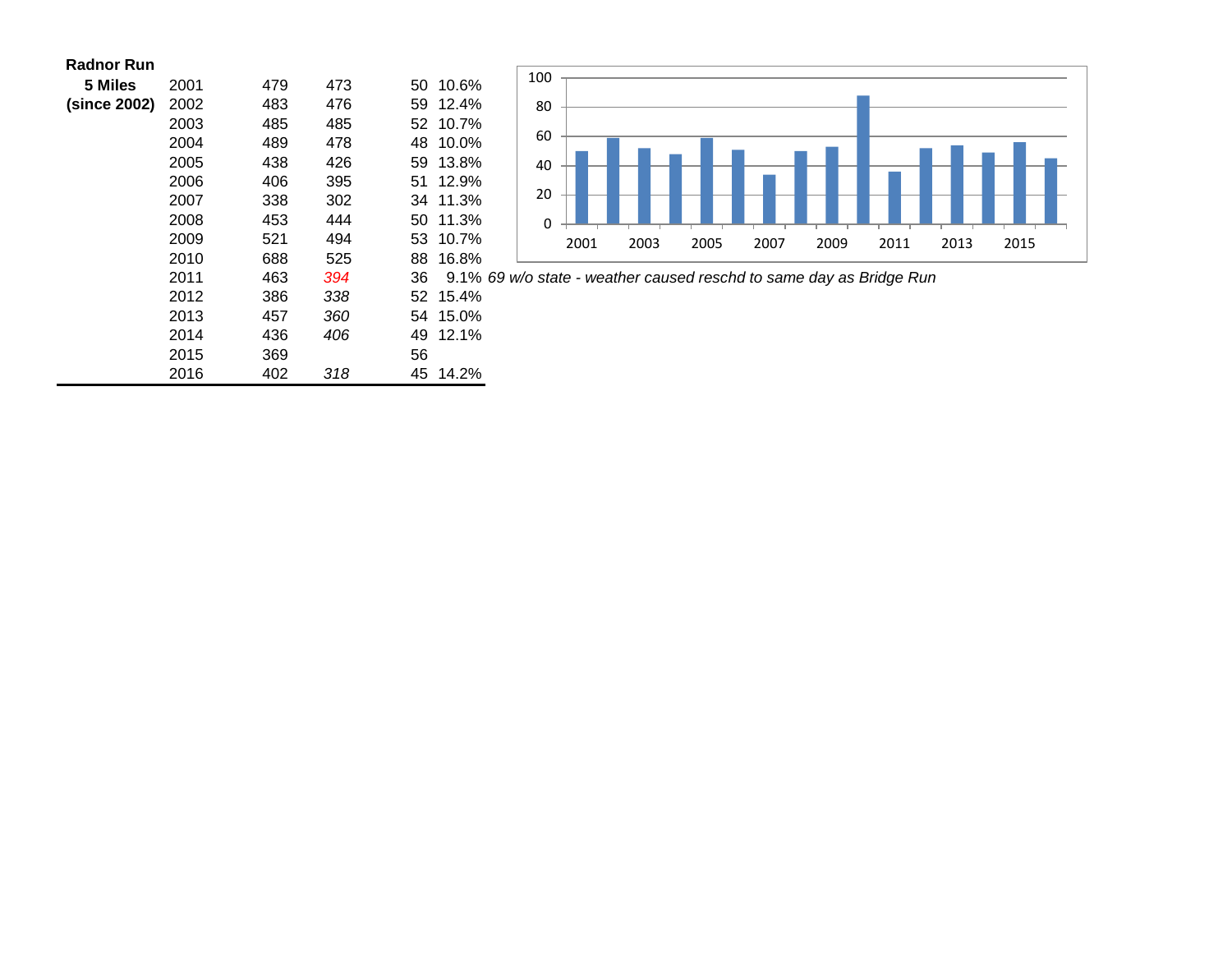| Radnor Run | | | | | | |
|---|---|---|---|---|---|---|
| 5 Miles | 2001 | 479 | 473 | 50 | 10.6% | |
| (since 2002) | 2002 | 483 | 476 | 59 | 12.4% | |
| | 2003 | 485 | 485 | 52 | 10.7% | |
| | 2004 | 489 | 478 | 48 | 10.0% | |
| | 2005 | 438 | 426 | 59 | 13.8% | |
| | 2006 | 406 | 395 | 51 | 12.9% | |
| | 2007 | 338 | 302 | 34 | 11.3% | |
| | 2008 | 453 | 444 | 50 | 11.3% | |
| | 2009 | 521 | 494 | 53 | 10.7% | |
| | 2010 | 688 | 525 | 88 | 16.8% | |
| | 2011 | 463 | *394* | 36 | 9.1% | *69 w/o state - weather caused reschd to same day as Bridge Run* |
| | 2012 | 386 | *338* | 52 | 15.4% | |
| | 2013 | 457 | *360* | 54 | 15.0% | |
| | 2014 | 436 | *406* | 49 | 12.1% | |
| | 2015 | 369 | | 56 | | |
| | 2016 | 402 | *318* | 45 | 14.2% | |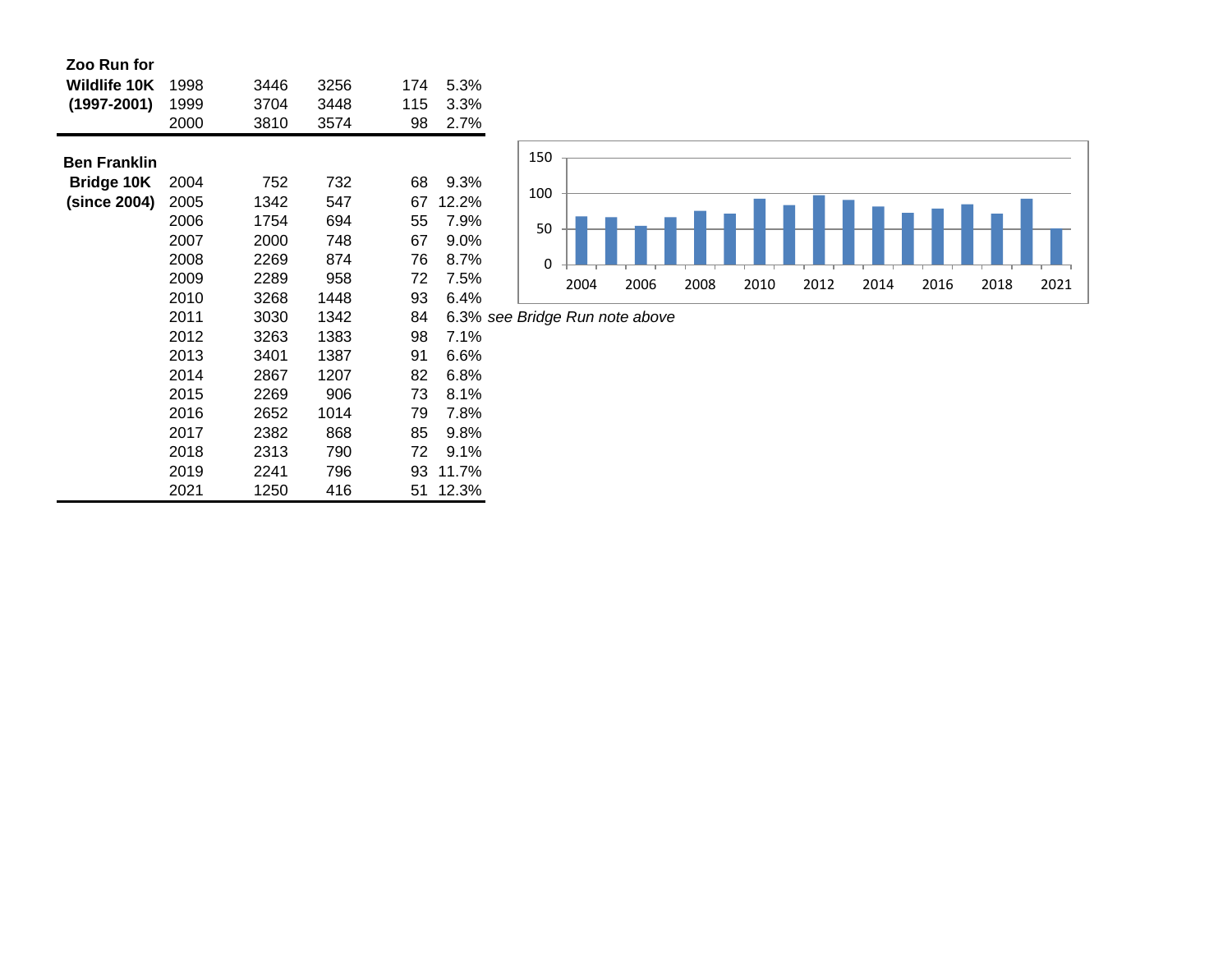| Race | Year | | | | |
|---|---|---|---|---|---|
| **Zoo Run for Wildlife 10K (1997-2001)** | 1998 | 3446 | 3256 | 174 | 5.3% |
| | 1999 | 3704 | 3448 | 115 | 3.3% |
| | 2000 | 3810 | 3574 | 98 | 2.7% |
| **Ben Franklin Bridge 10K (since 2004)** | 2004 | 752 | 732 | 68 | 9.3% |
| | 2005 | 1342 | 547 | 67 | 12.2% |
| | 2006 | 1754 | 694 | 55 | 7.9% |
| | 2007 | 2000 | 748 | 67 | 9.0% |
| | 2008 | 2269 | 874 | 76 | 8.7% |
| | 2009 | 2289 | 958 | 72 | 7.5% |
| | 2010 | 3268 | 1448 | 93 | 6.4% |
| | 2011 | 3030 | 1342 | 84 | 6.3% *see Bridge Run note above* |
| | 2012 | 3263 | 1383 | 98 | 7.1% |
| | 2013 | 3401 | 1387 | 91 | 6.6% |
| | 2014 | 2867 | 1207 | 82 | 6.8% |
| | 2015 | 2269 | 906 | 73 | 8.1% |
| | 2016 | 2652 | 1014 | 79 | 7.8% |
| | 2017 | 2382 | 868 | 85 | 9.8% |
| | 2018 | 2313 | 790 | 72 | 9.1% |
| | 2019 | 2241 | 796 | 93 | 11.7% |
| | 2021 | 1250 | 416 | 51 | 12.3% |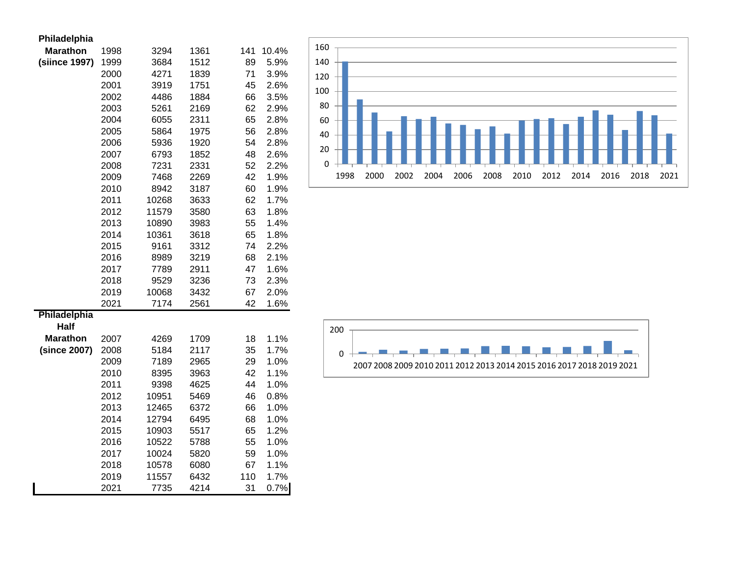| Philadelphia Marathon (siince 1997) | Year | | | | |
|---|---|---|---|---|---|
| | 1998 | 3294 | 1361 | 141 | 10.4% |
| | 1999 | 3684 | 1512 | 89 | 5.9% |
| | 2000 | 4271 | 1839 | 71 | 3.9% |
| | 2001 | 3919 | 1751 | 45 | 2.6% |
| | 2002 | 4486 | 1884 | 66 | 3.5% |
| | 2003 | 5261 | 2169 | 62 | 2.9% |
| | 2004 | 6055 | 2311 | 65 | 2.8% |
| | 2005 | 5864 | 1975 | 56 | 2.8% |
| | 2006 | 5936 | 1920 | 54 | 2.8% |
| | 2007 | 6793 | 1852 | 48 | 2.6% |
| | 2008 | 7231 | 2331 | 52 | 2.2% |
| | 2009 | 7468 | 2269 | 42 | 1.9% |
| | 2010 | 8942 | 3187 | 60 | 1.9% |
| | 2011 | 10268 | 3633 | 62 | 1.7% |
| | 2012 | 11579 | 3580 | 63 | 1.8% |
| | 2013 | 10890 | 3983 | 55 | 1.4% |
| | 2014 | 10361 | 3618 | 65 | 1.8% |
| | 2015 | 9161 | 3312 | 74 | 2.2% |
| | 2016 | 8989 | 3219 | 68 | 2.1% |
| | 2017 | 7789 | 2911 | 47 | 1.6% |
| | 2018 | 9529 | 3236 | 73 | 2.3% |
| | 2019 | 10068 | 3432 | 67 | 2.0% |
| | 2021 | 7174 | 2561 | 42 | 1.6% |

| Philadelphia Half Marathon (since 2007) | Year | | | | |
|---|---|---|---|---|---|
| | 2007 | 4269 | 1709 | 18 | 1.1% |
| | 2008 | 5184 | 2117 | 35 | 1.7% |
| | 2009 | 7189 | 2965 | 29 | 1.0% |
| | 2010 | 8395 | 3963 | 42 | 1.1% |
| | 2011 | 9398 | 4625 | 44 | 1.0% |
| | 2012 | 10951 | 5469 | 46 | 0.8% |
| | 2013 | 12465 | 6372 | 66 | 1.0% |
| | 2014 | 12794 | 6495 | 68 | 1.0% |
| | 2015 | 10903 | 5517 | 65 | 1.2% |
| | 2016 | 10522 | 5788 | 55 | 1.0% |
| | 2017 | 10024 | 5820 | 59 | 1.0% |
| | 2018 | 10578 | 6080 | 67 | 1.1% |
| | 2019 | 11557 | 6432 | 110 | 1.7% |
| | 2021 | 7735 | 4214 | 31 | 0.7% |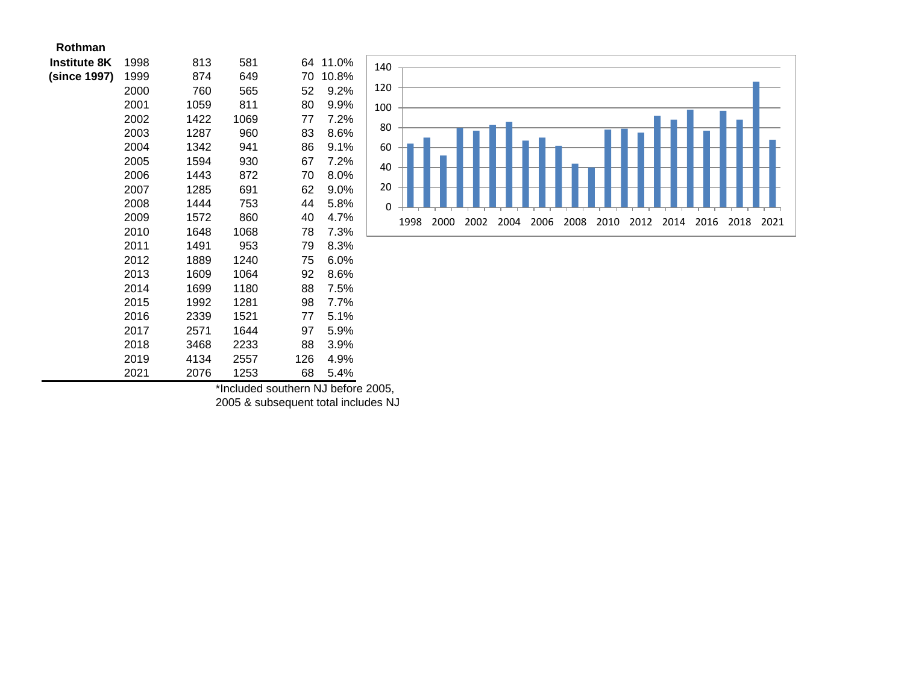| | | | | | |
|---|---|---|---|---|---|
| **Rothman Institute 8K (since 1997)** | 1998 | 813 | 581 | 64 | 11.0% |
| | 1999 | 874 | 649 | 70 | 10.8% |
| | 2000 | 760 | 565 | 52 | 9.2% |
| | 2001 | 1059 | 811 | 80 | 9.9% |
| | 2002 | 1422 | 1069 | 77 | 7.2% |
| | 2003 | 1287 | 960 | 83 | 8.6% |
| | 2004 | 1342 | 941 | 86 | 9.1% |
| | 2005 | 1594 | 930 | 67 | 7.2% |
| | 2006 | 1443 | 872 | 70 | 8.0% |
| | 2007 | 1285 | 691 | 62 | 9.0% |
| | 2008 | 1444 | 753 | 44 | 5.8% |
| | 2009 | 1572 | 860 | 40 | 4.7% |
| | 2010 | 1648 | 1068 | 78 | 7.3% |
| | 2011 | 1491 | 953 | 79 | 8.3% |
| | 2012 | 1889 | 1240 | 75 | 6.0% |
| | 2013 | 1609 | 1064 | 92 | 8.6% |
| | 2014 | 1699 | 1180 | 88 | 7.5% |
| | 2015 | 1992 | 1281 | 98 | 7.7% |
| | 2016 | 2339 | 1521 | 77 | 5.1% |
| | 2017 | 2571 | 1644 | 97 | 5.9% |
| | 2018 | 3468 | 2233 | 88 | 3.9% |
| | 2019 | 4134 | 2557 | 126 | 4.9% |
| | 2021 | 2076 | 1253 | 68 | 5.4% |

*Included southern NJ before 2005, 2005 & subsequent total includes NJ

140
120
100
80
60
40
20
0
1998 2000 2002 2004 2006 2008 2010 2012 2014 2016 2018 2021